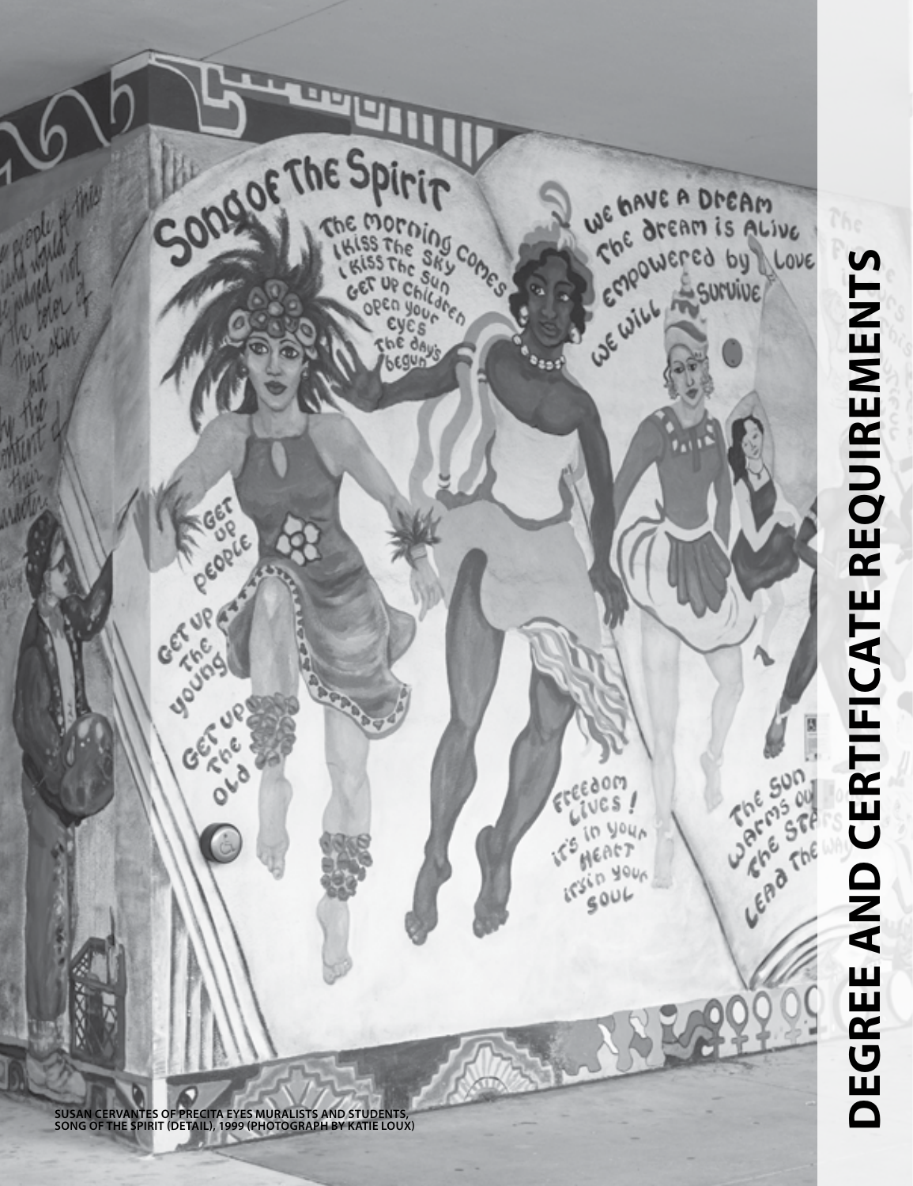# DEGREE AND CERTIFICATE REQUIREMENTS

SUSAN CERVANTES OF PRECITA EYES MURALISTS AND STUDENTS, SONG OF THE SPIRIT (DETAIL), 1999 (PHOTOGRAPH BY KATIE LOUX)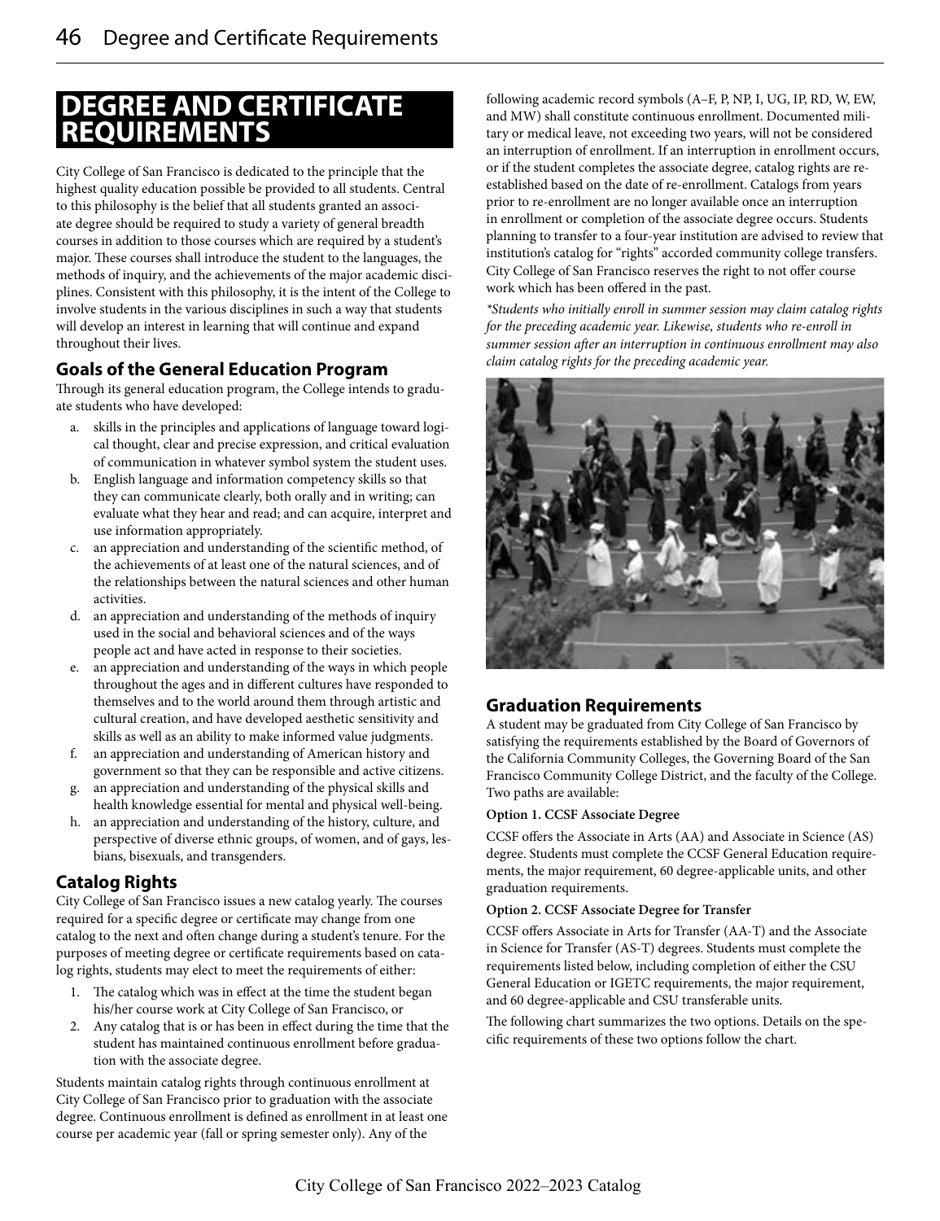# DEGREE AND CERTIFICATE REQUIREMENTS

City College of San Francisco is dedicated to the principle that the highest quality education possible be provided to all students. Central to this philosophy is the belief that all students granted an associate degree should be required to study a variety of general breadth courses in addition to those courses which are required by a student's major. These courses shall introduce the student to the languages, the methods of inquiry, and the achievements of the major academic disciplines. Consistent with this philosophy, it is the intent of the College to involve students in the various disciplines in such a way that students will develop an interest in learning that will continue and expand throughout their lives.

## Goals of the General Education Program

Through its general education program, the College intends to graduate students who have developed:

a. skills in the principles and applications of language toward logical thought, clear and precise expression, and critical evaluation of communication in whatever symbol system the student uses.
b. English language and information competency skills so that they can communicate clearly, both orally and in writing; can evaluate what they hear and read; and can acquire, interpret and use information appropriately.
c. an appreciation and understanding of the scientific method, of the achievements of at least one of the natural sciences, and of the relationships between the natural sciences and other human activities.
d. an appreciation and understanding of the methods of inquiry used in the social and behavioral sciences and of the ways people act and have acted in response to their societies.
e. an appreciation and understanding of the ways in which people throughout the ages and in different cultures have responded to themselves and to the world around them through artistic and cultural creation, and have developed aesthetic sensitivity and skills as well as an ability to make informed value judgments.
f. an appreciation and understanding of American history and government so that they can be responsible and active citizens.
g. an appreciation and understanding of the physical skills and health knowledge essential for mental and physical well-being.
h. an appreciation and understanding of the history, culture, and perspective of diverse ethnic groups, of women, and of gays, lesbians, bisexuals, and transgenders.

## Catalog Rights

City College of San Francisco issues a new catalog yearly. The courses required for a specific degree or certificate may change from one catalog to the next and often change during a student's tenure. For the purposes of meeting degree or certificate requirements based on catalog rights, students may elect to meet the requirements of either:

1. The catalog which was in effect at the time the student began his/her course work at City College of San Francisco, or
2. Any catalog that is or has been in effect during the time that the student has maintained continuous enrollment before graduation with the associate degree.

Students maintain catalog rights through continuous enrollment at City College of San Francisco prior to graduation with the associate degree. Continuous enrollment is defined as enrollment in at least one course per academic year (fall or spring semester only). Any of the following academic record symbols (A–F, P, NP, I, UG, IP, RD, W, EW, and MW) shall constitute continuous enrollment. Documented military or medical leave, not exceeding two years, will not be considered an interruption of enrollment. If an interruption in enrollment occurs, or if the student completes the associate degree, catalog rights are re-established based on the date of re-enrollment. Catalogs from years prior to re-enrollment are no longer available once an interruption in enrollment or completion of the associate degree occurs. Students planning to transfer to a four-year institution are advised to review that institution's catalog for "rights" accorded community college transfers. City College of San Francisco reserves the right to not offer course work which has been offered in the past.

*\*Students who initially enroll in summer session may claim catalog rights for the preceding academic year. Likewise, students who re-enroll in summer session after an interruption in continuous enrollment may also claim catalog rights for the preceding academic year.*

## Graduation Requirements

A student may be graduated from City College of San Francisco by satisfying the requirements established by the Board of Governors of the California Community Colleges, the Governing Board of the San Francisco Community College District, and the faculty of the College. Two paths are available:

**Option 1. CCSF Associate Degree**

CCSF offers the Associate in Arts (AA) and Associate in Science (AS) degree. Students must complete the CCSF General Education requirements, the major requirement, 60 degree-applicable units, and other graduation requirements.

**Option 2. CCSF Associate Degree for Transfer**

CCSF offers Associate in Arts for Transfer (AA-T) and the Associate in Science for Transfer (AS-T) degrees. Students must complete the requirements listed below, including completion of either the CSU General Education or IGETC requirements, the major requirement, and 60 degree-applicable and CSU transferable units.

The following chart summarizes the two options. Details on the specific requirements of these two options follow the chart.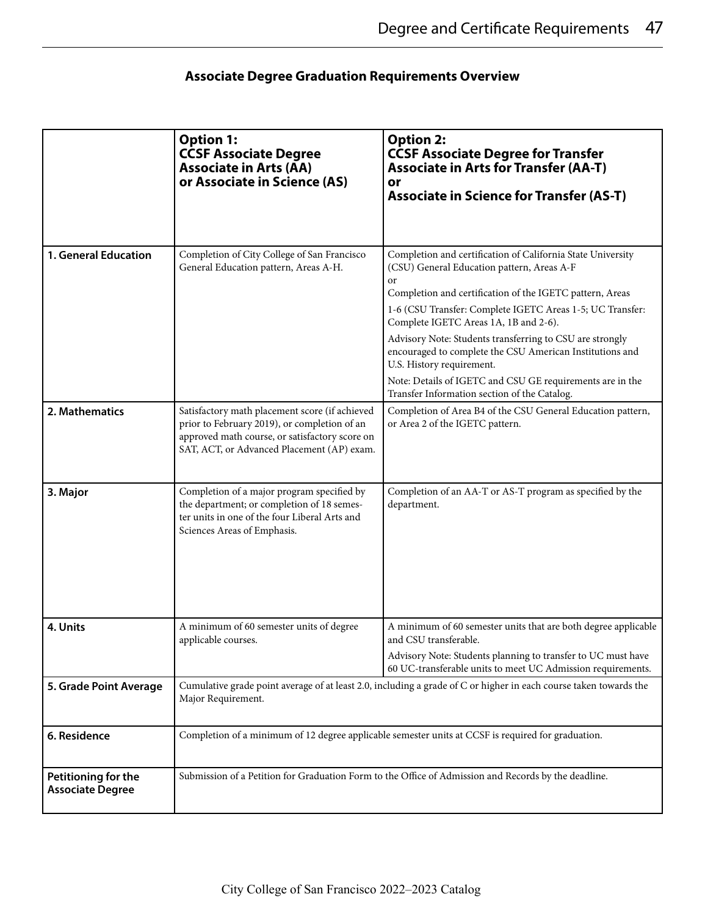## Associate Degree Graduation Requirements Overview

| | **Option 1: CCSF Associate Degree Associate in Arts (AA) or Associate in Science (AS)** | **Option 2: CCSF Associate Degree for Transfer Associate in Arts for Transfer (AA-T) or Associate in Science for Transfer (AS-T)** |
|---|---|---|
| **1. General Education** | Completion of City College of San Francisco General Education pattern, Areas A-H. | Completion and certification of California State University (CSU) General Education pattern, Areas A-F or Completion and certification of the IGETC pattern, Areas 1-6 (CSU Transfer: Complete IGETC Areas 1-5; UC Transfer: Complete IGETC Areas 1A, 1B and 2-6). Advisory Note: Students transferring to CSU are strongly encouraged to complete the CSU American Institutions and U.S. History requirement. Note: Details of IGETC and CSU GE requirements are in the Transfer Information section of the Catalog. |
| **2. Mathematics** | Satisfactory math placement score (if achieved prior to February 2019), or completion of an approved math course, or satisfactory score on SAT, ACT, or Advanced Placement (AP) exam. | Completion of Area B4 of the CSU General Education pattern, or Area 2 of the IGETC pattern. |
| **3. Major** | Completion of a major program specified by the department; or completion of 18 semester units in one of the four Liberal Arts and Sciences Areas of Emphasis. | Completion of an AA-T or AS-T program as specified by the department. |
| **4. Units** | A minimum of 60 semester units of degree applicable courses. | A minimum of 60 semester units that are both degree applicable and CSU transferable. Advisory Note: Students planning to transfer to UC must have 60 UC-transferable units to meet UC Admission requirements. |
| **5. Grade Point Average** | Cumulative grade point average of at least 2.0, including a grade of C or higher in each course taken towards the Major Requirement. | |
| **6. Residence** | Completion of a minimum of 12 degree applicable semester units at CCSF is required for graduation. | |
| **Petitioning for the Associate Degree** | Submission of a Petition for Graduation Form to the Office of Admission and Records by the deadline. | |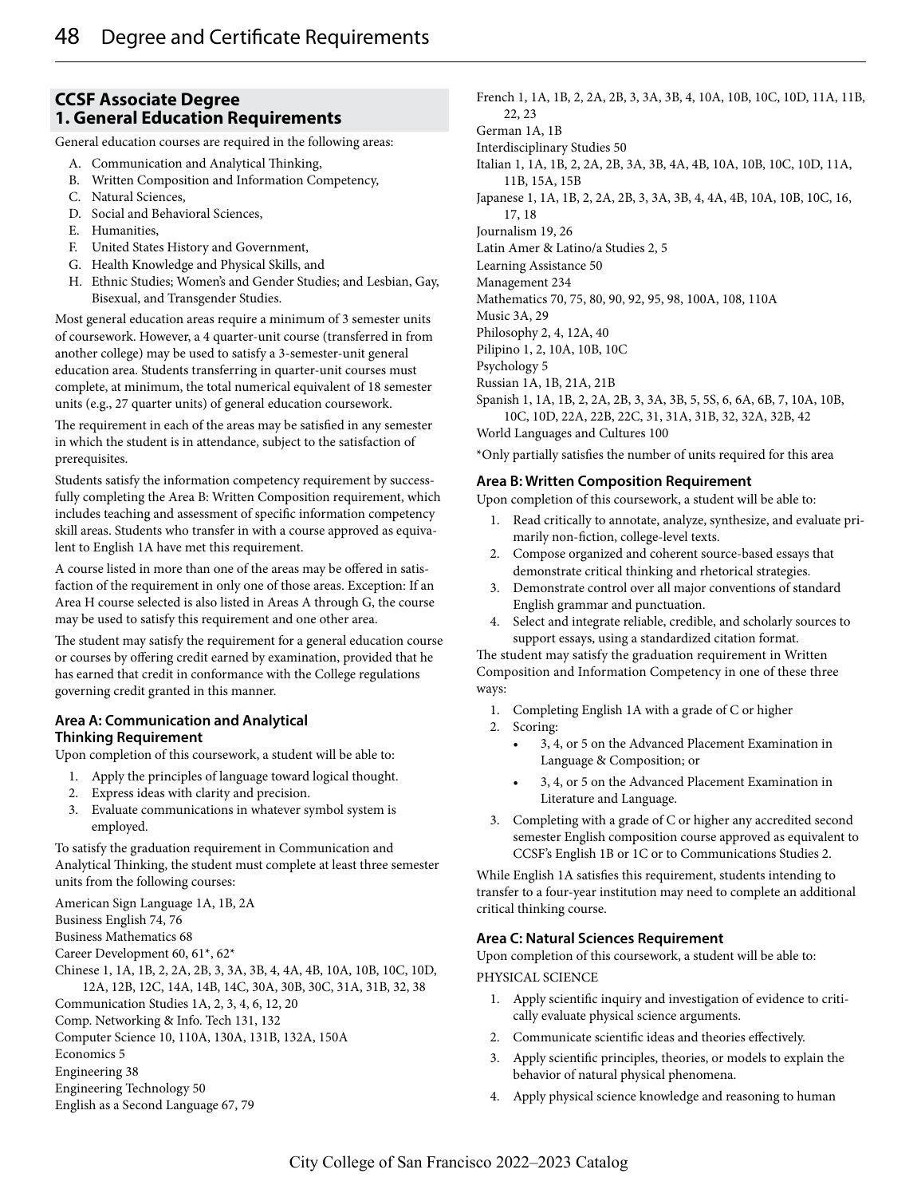## CCSF Associate Degree
## 1. General Education Requirements

General education courses are required in the following areas:

A. Communication and Analytical Thinking,
B. Written Composition and Information Competency,
C. Natural Sciences,
D. Social and Behavioral Sciences,
E. Humanities,
F. United States History and Government,
G. Health Knowledge and Physical Skills, and
H. Ethnic Studies; Women's and Gender Studies; and Lesbian, Gay, Bisexual, and Transgender Studies.

Most general education areas require a minimum of 3 semester units of coursework. However, a 4 quarter-unit course (transferred in from another college) may be used to satisfy a 3-semester-unit general education area. Students transferring in quarter-unit courses must complete, at minimum, the total numerical equivalent of 18 semester units (e.g., 27 quarter units) of general education coursework.

The requirement in each of the areas may be satisfied in any semester in which the student is in attendance, subject to the satisfaction of prerequisites.

Students satisfy the information competency requirement by successfully completing the Area B: Written Composition requirement, which includes teaching and assessment of specific information competency skill areas. Students who transfer in with a course approved as equivalent to English 1A have met this requirement.

A course listed in more than one of the areas may be offered in satisfaction of the requirement in only one of those areas. Exception: If an Area H course selected is also listed in Areas A through G, the course may be used to satisfy this requirement and one other area.

The student may satisfy the requirement for a general education course or courses by offering credit earned by examination, provided that he has earned that credit in conformance with the College regulations governing credit granted in this manner.

### Area A: Communication and Analytical Thinking Requirement

Upon completion of this coursework, a student will be able to:

1. Apply the principles of language toward logical thought.
2. Express ideas with clarity and precision.
3. Evaluate communications in whatever symbol system is employed.

To satisfy the graduation requirement in Communication and Analytical Thinking, the student must complete at least three semester units from the following courses:

American Sign Language 1A, 1B, 2A
Business English 74, 76
Business Mathematics 68
Career Development 60, 61*, 62*
Chinese 1, 1A, 1B, 2, 2A, 2B, 3, 3A, 3B, 4, 4A, 4B, 10A, 10B, 10C, 10D, 12A, 12B, 12C, 14A, 14B, 14C, 30A, 30B, 30C, 31A, 31B, 32, 38
Communication Studies 1A, 2, 3, 4, 6, 12, 20
Comp. Networking & Info. Tech 131, 132
Computer Science 10, 110A, 130A, 131B, 132A, 150A
Economics 5
Engineering 38
Engineering Technology 50
English as a Second Language 67, 79
French 1, 1A, 1B, 2, 2A, 2B, 3, 3A, 3B, 4, 10A, 10B, 10C, 10D, 11A, 11B, 22, 23
German 1A, 1B
Interdisciplinary Studies 50
Italian 1, 1A, 1B, 2, 2A, 2B, 3A, 3B, 4A, 4B, 10A, 10B, 10C, 10D, 11A, 11B, 15A, 15B
Japanese 1, 1A, 1B, 2, 2A, 2B, 3, 3A, 3B, 4, 4A, 4B, 10A, 10B, 10C, 16, 17, 18
Journalism 19, 26
Latin Amer & Latino/a Studies 2, 5
Learning Assistance 50
Management 234
Mathematics 70, 75, 80, 90, 92, 95, 98, 100A, 108, 110A
Music 3A, 29
Philosophy 2, 4, 12A, 40
Pilipino 1, 2, 10A, 10B, 10C
Psychology 5
Russian 1A, 1B, 21A, 21B
Spanish 1, 1A, 1B, 2, 2A, 2B, 3, 3A, 3B, 5, 5S, 6, 6A, 6B, 7, 10A, 10B, 10C, 10D, 22A, 22B, 22C, 31, 31A, 31B, 32, 32A, 32B, 42
World Languages and Cultures 100

*Only partially satisfies the number of units required for this area

### Area B: Written Composition Requirement

Upon completion of this coursework, a student will be able to:

1. Read critically to annotate, analyze, synthesize, and evaluate primarily non-fiction, college-level texts.
2. Compose organized and coherent source-based essays that demonstrate critical thinking and rhetorical strategies.
3. Demonstrate control over all major conventions of standard English grammar and punctuation.
4. Select and integrate reliable, credible, and scholarly sources to support essays, using a standardized citation format.

The student may satisfy the graduation requirement in Written Composition and Information Competency in one of these three ways:

1. Completing English 1A with a grade of C or higher
2. Scoring:
   - 3, 4, or 5 on the Advanced Placement Examination in Language & Composition; or
   - 3, 4, or 5 on the Advanced Placement Examination in Literature and Language.
3. Completing with a grade of C or higher any accredited second semester English composition course approved as equivalent to CCSF's English 1B or 1C or to Communications Studies 2.

While English 1A satisfies this requirement, students intending to transfer to a four-year institution may need to complete an additional critical thinking course.

### Area C: Natural Sciences Requirement

Upon completion of this coursework, a student will be able to:

PHYSICAL SCIENCE

1. Apply scientific inquiry and investigation of evidence to critically evaluate physical science arguments.
2. Communicate scientific ideas and theories effectively.
3. Apply scientific principles, theories, or models to explain the behavior of natural physical phenomena.
4. Apply physical science knowledge and reasoning to human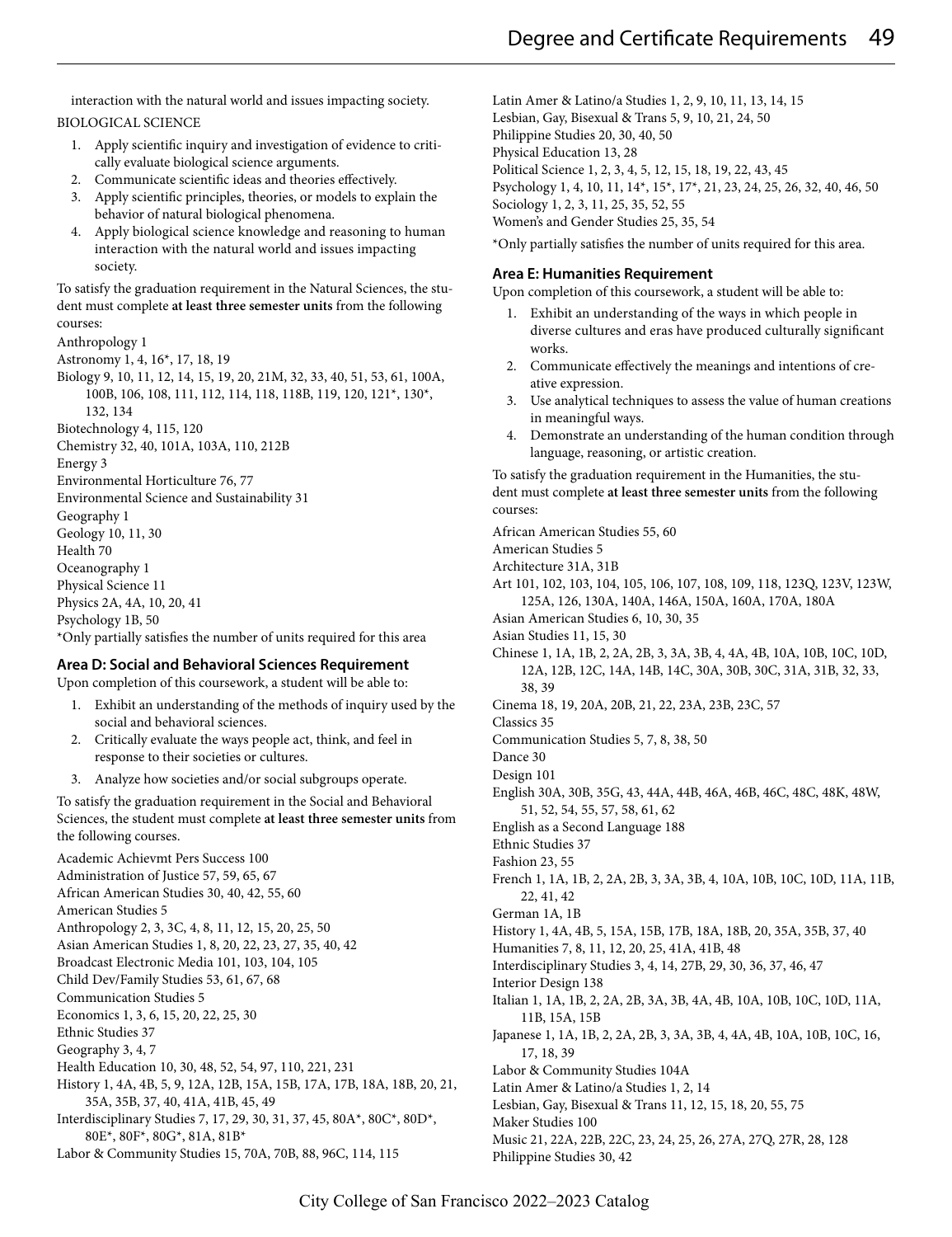interaction with the natural world and issues impacting society.

BIOLOGICAL SCIENCE

1. Apply scientific inquiry and investigation of evidence to critically evaluate biological science arguments.
2. Communicate scientific ideas and theories effectively.
3. Apply scientific principles, theories, or models to explain the behavior of natural biological phenomena.
4. Apply biological science knowledge and reasoning to human interaction with the natural world and issues impacting society.

To satisfy the graduation requirement in the Natural Sciences, the student must complete **at least three semester units** from the following courses:

Anthropology 1
Astronomy 1, 4, 16*, 17, 18, 19
Biology 9, 10, 11, 12, 14, 15, 19, 20, 21M, 32, 33, 40, 51, 53, 61, 100A, 100B, 106, 108, 111, 112, 114, 118, 118B, 119, 120, 121*, 130*, 132, 134
Biotechnology 4, 115, 120
Chemistry 32, 40, 101A, 103A, 110, 212B
Energy 3
Environmental Horticulture 76, 77
Environmental Science and Sustainability 31
Geography 1
Geology 10, 11, 30
Health 70
Oceanography 1
Physical Science 11
Physics 2A, 4A, 10, 20, 41
Psychology 1B, 50

*Only partially satisfies the number of units required for this area

### Area D: Social and Behavioral Sciences Requirement

Upon completion of this coursework, a student will be able to:

1. Exhibit an understanding of the methods of inquiry used by the social and behavioral sciences.
2. Critically evaluate the ways people act, think, and feel in response to their societies or cultures.
3. Analyze how societies and/or social subgroups operate.

To satisfy the graduation requirement in the Social and Behavioral Sciences, the student must complete **at least three semester units** from the following courses.

Academic Achievmt Pers Success 100
Administration of Justice 57, 59, 65, 67
African American Studies 30, 40, 42, 55, 60
American Studies 5
Anthropology 2, 3, 3C, 4, 8, 11, 12, 15, 20, 25, 50
Asian American Studies 1, 8, 20, 22, 23, 27, 35, 40, 42
Broadcast Electronic Media 101, 103, 104, 105
Child Dev/Family Studies 53, 61, 67, 68
Communication Studies 5
Economics 1, 3, 6, 15, 20, 22, 25, 30
Ethnic Studies 37
Geography 3, 4, 7
Health Education 10, 30, 48, 52, 54, 97, 110, 221, 231
History 1, 4A, 4B, 5, 9, 12A, 12B, 15A, 15B, 17A, 17B, 18A, 18B, 20, 21, 35A, 35B, 37, 40, 41A, 41B, 45, 49
Interdisciplinary Studies 7, 17, 29, 30, 31, 37, 45, 80A*, 80C*, 80D*, 80E*, 80F*, 80G*, 81A, 81B*
Labor & Community Studies 15, 70A, 70B, 88, 96C, 114, 115
Latin Amer & Latino/a Studies 1, 2, 9, 10, 11, 13, 14, 15
Lesbian, Gay, Bisexual & Trans 5, 9, 10, 21, 24, 50
Philippine Studies 20, 30, 40, 50
Physical Education 13, 28
Political Science 1, 2, 3, 4, 5, 12, 15, 18, 19, 22, 43, 45
Psychology 1, 4, 10, 11, 14*, 15*, 17*, 21, 23, 24, 25, 26, 32, 40, 46, 50
Sociology 1, 2, 3, 11, 25, 35, 52, 55
Women's and Gender Studies 25, 35, 54

*Only partially satisfies the number of units required for this area.

### Area E: Humanities Requirement

Upon completion of this coursework, a student will be able to:

1. Exhibit an understanding of the ways in which people in diverse cultures and eras have produced culturally significant works.
2. Communicate effectively the meanings and intentions of creative expression.
3. Use analytical techniques to assess the value of human creations in meaningful ways.
4. Demonstrate an understanding of the human condition through language, reasoning, or artistic creation.

To satisfy the graduation requirement in the Humanities, the student must complete **at least three semester units** from the following courses:

African American Studies 55, 60
American Studies 5
Architecture 31A, 31B
Art 101, 102, 103, 104, 105, 106, 107, 108, 109, 118, 123Q, 123V, 123W, 125A, 126, 130A, 140A, 146A, 150A, 160A, 170A, 180A
Asian American Studies 6, 10, 30, 35
Asian Studies 11, 15, 30
Chinese 1, 1A, 1B, 2, 2A, 2B, 3, 3A, 3B, 4, 4A, 4B, 10A, 10B, 10C, 10D, 12A, 12B, 12C, 14A, 14B, 14C, 30A, 30B, 30C, 31A, 31B, 32, 33, 38, 39
Cinema 18, 19, 20A, 20B, 21, 22, 23A, 23B, 23C, 57
Classics 35
Communication Studies 5, 7, 8, 38, 50
Dance 30
Design 101
English 30A, 30B, 35G, 43, 44A, 44B, 46A, 46B, 46C, 48C, 48K, 48W, 51, 52, 54, 55, 57, 58, 61, 62
English as a Second Language 188
Ethnic Studies 37
Fashion 23, 55
French 1, 1A, 1B, 2, 2A, 2B, 3, 3A, 3B, 4, 10A, 10B, 10C, 10D, 11A, 11B, 22, 41, 42
German 1A, 1B
History 1, 4A, 4B, 5, 15A, 15B, 17B, 18A, 18B, 20, 35A, 35B, 37, 40
Humanities 7, 8, 11, 12, 20, 25, 41A, 41B, 48
Interdisciplinary Studies 3, 4, 14, 27B, 29, 30, 36, 37, 46, 47
Interior Design 138
Italian 1, 1A, 1B, 2, 2A, 2B, 3A, 3B, 4A, 4B, 10A, 10B, 10C, 10D, 11A, 11B, 15A, 15B
Japanese 1, 1A, 1B, 2, 2A, 2B, 3, 3A, 3B, 4, 4A, 4B, 10A, 10B, 10C, 16, 17, 18, 39
Labor & Community Studies 104A
Latin Amer & Latino/a Studies 1, 2, 14
Lesbian, Gay, Bisexual & Trans 11, 12, 15, 18, 20, 55, 75
Maker Studies 100
Music 21, 22A, 22B, 22C, 23, 24, 25, 26, 27A, 27Q, 27R, 28, 128
Philippine Studies 30, 42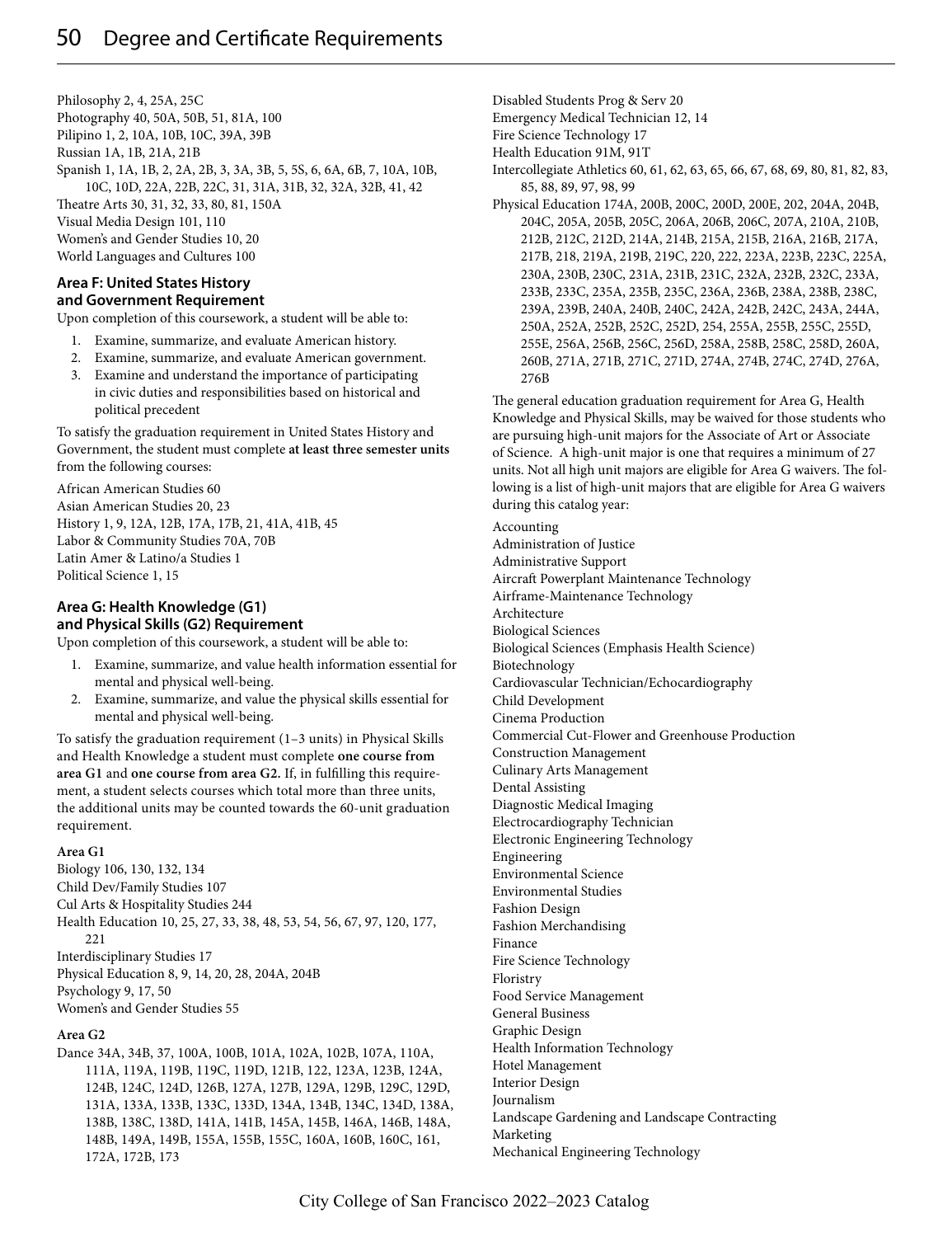Philosophy 2, 4, 25A, 25C
Photography 40, 50A, 50B, 51, 81A, 100
Pilipino 1, 2, 10A, 10B, 10C, 39A, 39B
Russian 1A, 1B, 21A, 21B
Spanish 1, 1A, 1B, 2, 2A, 2B, 3, 3A, 3B, 5, 5S, 6, 6A, 6B, 7, 10A, 10B, 10C, 10D, 22A, 22B, 22C, 31, 31A, 31B, 32, 32A, 32B, 41, 42
Theatre Arts 30, 31, 32, 33, 80, 81, 150A
Visual Media Design 101, 110
Women's and Gender Studies 10, 20
World Languages and Cultures 100

### Area F: United States History and Government Requirement

Upon completion of this coursework, a student will be able to:

1. Examine, summarize, and evaluate American history.
2. Examine, summarize, and evaluate American government.
3. Examine and understand the importance of participating in civic duties and responsibilities based on historical and political precedent

To satisfy the graduation requirement in United States History and Government, the student must complete **at least three semester units** from the following courses:

African American Studies 60
Asian American Studies 20, 23
History 1, 9, 12A, 12B, 17A, 17B, 21, 41A, 41B, 45
Labor & Community Studies 70A, 70B
Latin Amer & Latino/a Studies 1
Political Science 1, 15

### Area G: Health Knowledge (G1) and Physical Skills (G2) Requirement

Upon completion of this coursework, a student will be able to:

1. Examine, summarize, and value health information essential for mental and physical well-being.
2. Examine, summarize, and value the physical skills essential for mental and physical well-being.

To satisfy the graduation requirement (1–3 units) in Physical Skills and Health Knowledge a student must complete **one course from area G1** and **one course from area G2.** If, in fulfilling this requirement, a student selects courses which total more than three units, the additional units may be counted towards the 60-unit graduation requirement.

**Area G1**

Biology 106, 130, 132, 134
Child Dev/Family Studies 107
Cul Arts & Hospitality Studies 244
Health Education 10, 25, 27, 33, 38, 48, 53, 54, 56, 67, 97, 120, 177, 221
Interdisciplinary Studies 17
Physical Education 8, 9, 14, 20, 28, 204A, 204B
Psychology 9, 17, 50
Women's and Gender Studies 55

**Area G2**

Dance 34A, 34B, 37, 100A, 100B, 101A, 102A, 102B, 107A, 110A, 111A, 119A, 119B, 119C, 119D, 121B, 122, 123A, 123B, 124A, 124B, 124C, 124D, 126B, 127A, 127B, 129A, 129B, 129C, 129D, 131A, 133A, 133B, 133C, 133D, 134A, 134B, 134C, 134D, 138A, 138B, 138C, 138D, 141A, 141B, 145A, 145B, 146A, 146B, 148A, 148B, 149A, 149B, 155A, 155B, 155C, 160A, 160B, 160C, 161, 172A, 172B, 173
Disabled Students Prog & Serv 20
Emergency Medical Technician 12, 14
Fire Science Technology 17
Health Education 91M, 91T
Intercollegiate Athletics 60, 61, 62, 63, 65, 66, 67, 68, 69, 80, 81, 82, 83, 85, 88, 89, 97, 98, 99
Physical Education 174A, 200B, 200C, 200D, 200E, 202, 204A, 204B, 204C, 205A, 205B, 205C, 206A, 206B, 206C, 207A, 210A, 210B, 212B, 212C, 212D, 214A, 214B, 215A, 215B, 216A, 216B, 217A, 217B, 218, 219A, 219B, 219C, 220, 222, 223A, 223B, 223C, 225A, 230A, 230B, 230C, 231A, 231B, 231C, 232A, 232B, 232C, 233A, 233B, 233C, 235A, 235B, 235C, 236A, 236B, 238A, 238B, 238C, 239A, 239B, 240A, 240B, 240C, 242A, 242B, 242C, 243A, 244A, 250A, 252A, 252B, 252C, 252D, 254, 255A, 255B, 255C, 255D, 255E, 256A, 256B, 256C, 256D, 258A, 258B, 258C, 258D, 260A, 260B, 271A, 271B, 271C, 271D, 274A, 274B, 274C, 274D, 276A, 276B

The general education graduation requirement for Area G, Health Knowledge and Physical Skills, may be waived for those students who are pursuing high-unit majors for the Associate of Art or Associate of Science. A high-unit major is one that requires a minimum of 27 units. Not all high unit majors are eligible for Area G waivers. The following is a list of high-unit majors that are eligible for Area G waivers during this catalog year:

Accounting
Administration of Justice
Administrative Support
Aircraft Powerplant Maintenance Technology
Airframe-Maintenance Technology
Architecture
Biological Sciences
Biological Sciences (Emphasis Health Science)
Biotechnology
Cardiovascular Technician/Echocardiography
Child Development
Cinema Production
Commercial Cut-Flower and Greenhouse Production
Construction Management
Culinary Arts Management
Dental Assisting
Diagnostic Medical Imaging
Electrocardiography Technician
Electronic Engineering Technology
Engineering
Environmental Science
Environmental Studies
Fashion Design
Fashion Merchandising
Finance
Fire Science Technology
Floristry
Food Service Management
General Business
Graphic Design
Health Information Technology
Hotel Management
Interior Design
Journalism
Landscape Gardening and Landscape Contracting
Marketing
Mechanical Engineering Technology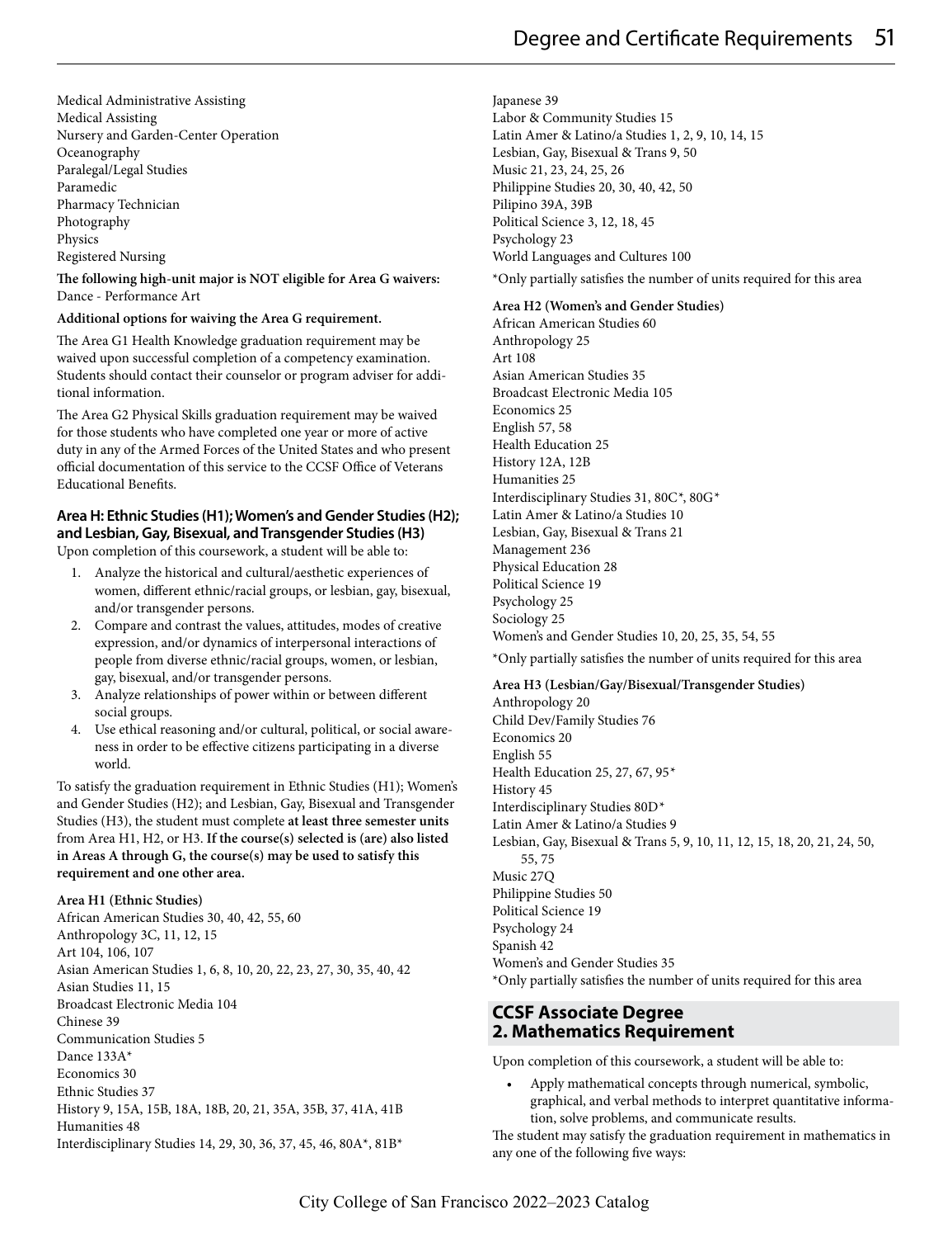Medical Administrative Assisting
Medical Assisting
Nursery and Garden-Center Operation
Oceanography
Paralegal/Legal Studies
Paramedic
Pharmacy Technician
Photography
Physics
Registered Nursing

**The following high-unit major is NOT eligible for Area G waivers:**
Dance - Performance Art

**Additional options for waiving the Area G requirement.**

The Area G1 Health Knowledge graduation requirement may be waived upon successful completion of a competency examination. Students should contact their counselor or program adviser for additional information.

The Area G2 Physical Skills graduation requirement may be waived for those students who have completed one year or more of active duty in any of the Armed Forces of the United States and who present official documentation of this service to the CCSF Office of Veterans Educational Benefits.

### Area H: Ethnic Studies (H1); Women's and Gender Studies (H2); and Lesbian, Gay, Bisexual, and Transgender Studies (H3)

Upon completion of this coursework, a student will be able to:

1. Analyze the historical and cultural/aesthetic experiences of women, different ethnic/racial groups, or lesbian, gay, bisexual, and/or transgender persons.
2. Compare and contrast the values, attitudes, modes of creative expression, and/or dynamics of interpersonal interactions of people from diverse ethnic/racial groups, women, or lesbian, gay, bisexual, and/or transgender persons.
3. Analyze relationships of power within or between different social groups.
4. Use ethical reasoning and/or cultural, political, or social awareness in order to be effective citizens participating in a diverse world.

To satisfy the graduation requirement in Ethnic Studies (H1); Women's and Gender Studies (H2); and Lesbian, Gay, Bisexual and Transgender Studies (H3), the student must complete **at least three semester units** from Area H1, H2, or H3. **If the course(s) selected is (are) also listed in Areas A through G, the course(s) may be used to satisfy this requirement and one other area.**

**Area H1 (Ethnic Studies)**
African American Studies 30, 40, 42, 55, 60
Anthropology 3C, 11, 12, 15
Art 104, 106, 107
Asian American Studies 1, 6, 8, 10, 20, 22, 23, 27, 30, 35, 40, 42
Asian Studies 11, 15
Broadcast Electronic Media 104
Chinese 39
Communication Studies 5
Dance 133A*
Economics 30
Ethnic Studies 37
History 9, 15A, 15B, 18A, 18B, 20, 21, 35A, 35B, 37, 41A, 41B
Humanities 48
Interdisciplinary Studies 14, 29, 30, 36, 37, 45, 46, 80A*, 81B*
Japanese 39
Labor & Community Studies 15
Latin Amer & Latino/a Studies 1, 2, 9, 10, 14, 15
Lesbian, Gay, Bisexual & Trans 9, 50
Music 21, 23, 24, 25, 26
Philippine Studies 20, 30, 40, 42, 50
Pilipino 39A, 39B
Political Science 3, 12, 18, 45
Psychology 23
World Languages and Cultures 100

*Only partially satisfies the number of units required for this area

**Area H2 (Women's and Gender Studies)**
African American Studies 60
Anthropology 25
Art 108
Asian American Studies 35
Broadcast Electronic Media 105
Economics 25
English 57, 58
Health Education 25
History 12A, 12B
Humanities 25
Interdisciplinary Studies 31, 80C*, 80G*
Latin Amer & Latino/a Studies 10
Lesbian, Gay, Bisexual & Trans 21
Management 236
Physical Education 28
Political Science 19
Psychology 25
Sociology 25
Women's and Gender Studies 10, 20, 25, 35, 54, 55

*Only partially satisfies the number of units required for this area

**Area H3 (Lesbian/Gay/Bisexual/Transgender Studies)**
Anthropology 20
Child Dev/Family Studies 76
Economics 20
English 55
Health Education 25, 27, 67, 95*
History 45
Interdisciplinary Studies 80D*
Latin Amer & Latino/a Studies 9
Lesbian, Gay, Bisexual & Trans 5, 9, 10, 11, 12, 15, 18, 20, 21, 24, 50, 55, 75
Music 27Q
Philippine Studies 50
Political Science 19
Psychology 24
Spanish 42
Women's and Gender Studies 35

*Only partially satisfies the number of units required for this area

## CCSF Associate Degree 2. Mathematics Requirement

Upon completion of this coursework, a student will be able to:

- Apply mathematical concepts through numerical, symbolic, graphical, and verbal methods to interpret quantitative information, solve problems, and communicate results.

The student may satisfy the graduation requirement in mathematics in any one of the following five ways: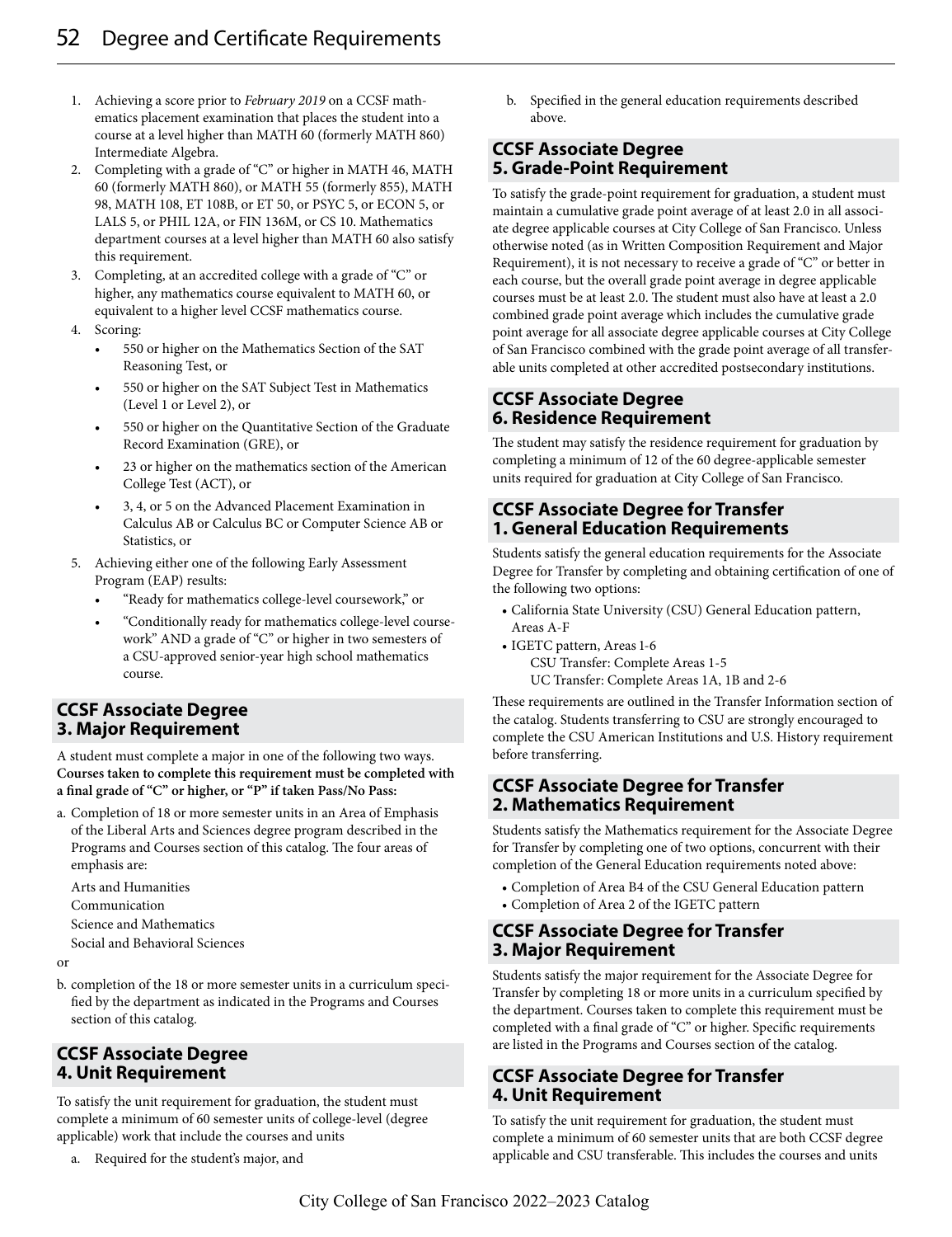1. Achieving a score prior to *February 2019* on a CCSF mathematics placement examination that places the student into a course at a level higher than MATH 60 (formerly MATH 860) Intermediate Algebra.
2. Completing with a grade of "C" or higher in MATH 46, MATH 60 (formerly MATH 860), or MATH 55 (formerly 855), MATH 98, MATH 108, ET 108B, or ET 50, or PSYC 5, or ECON 5, or LALS 5, or PHIL 12A, or FIN 136M, or CS 10. Mathematics department courses at a level higher than MATH 60 also satisfy this requirement.
3. Completing, at an accredited college with a grade of "C" or higher, any mathematics course equivalent to MATH 60, or equivalent to a higher level CCSF mathematics course.
4. Scoring:
   - 550 or higher on the Mathematics Section of the SAT Reasoning Test, or
   - 550 or higher on the SAT Subject Test in Mathematics (Level 1 or Level 2), or
   - 550 or higher on the Quantitative Section of the Graduate Record Examination (GRE), or
   - 23 or higher on the mathematics section of the American College Test (ACT), or
   - 3, 4, or 5 on the Advanced Placement Examination in Calculus AB or Calculus BC or Computer Science AB or Statistics, or
5. Achieving either one of the following Early Assessment Program (EAP) results:
   - "Ready for mathematics college-level coursework," or
   - "Conditionally ready for mathematics college-level coursework" AND a grade of "C" or higher in two semesters of a CSU-approved senior-year high school mathematics course.

## CCSF Associate Degree 3. Major Requirement

A student must complete a major in one of the following two ways. **Courses taken to complete this requirement must be completed with a final grade of "C" or higher, or "P" if taken Pass/No Pass:**

a. Completion of 18 or more semester units in an Area of Emphasis of the Liberal Arts and Sciences degree program described in the Programs and Courses section of this catalog. The four areas of emphasis are:

   Arts and Humanities
   Communication
   Science and Mathematics
   Social and Behavioral Sciences

or

b. completion of the 18 or more semester units in a curriculum specified by the department as indicated in the Programs and Courses section of this catalog.

## CCSF Associate Degree 4. Unit Requirement

To satisfy the unit requirement for graduation, the student must complete a minimum of 60 semester units of college-level (degree applicable) work that include the courses and units

a. Required for the student's major, and
b. Specified in the general education requirements described above.

## CCSF Associate Degree 5. Grade-Point Requirement

To satisfy the grade-point requirement for graduation, a student must maintain a cumulative grade point average of at least 2.0 in all associate degree applicable courses at City College of San Francisco. Unless otherwise noted (as in Written Composition Requirement and Major Requirement), it is not necessary to receive a grade of "C" or better in each course, but the overall grade point average in degree applicable courses must be at least 2.0. The student must also have at least a 2.0 combined grade point average which includes the cumulative grade point average for all associate degree applicable courses at City College of San Francisco combined with the grade point average of all transferable units completed at other accredited postsecondary institutions.

## CCSF Associate Degree 6. Residence Requirement

The student may satisfy the residence requirement for graduation by completing a minimum of 12 of the 60 degree-applicable semester units required for graduation at City College of San Francisco.

## CCSF Associate Degree for Transfer 1. General Education Requirements

Students satisfy the general education requirements for the Associate Degree for Transfer by completing and obtaining certification of one of the following two options:

- California State University (CSU) General Education pattern, Areas A-F
- IGETC pattern, Areas 1-6
  CSU Transfer: Complete Areas 1-5
  UC Transfer: Complete Areas 1A, 1B and 2-6

These requirements are outlined in the Transfer Information section of the catalog. Students transferring to CSU are strongly encouraged to complete the CSU American Institutions and U.S. History requirement before transferring.

## CCSF Associate Degree for Transfer 2. Mathematics Requirement

Students satisfy the Mathematics requirement for the Associate Degree for Transfer by completing one of two options, concurrent with their completion of the General Education requirements noted above:

- Completion of Area B4 of the CSU General Education pattern
- Completion of Area 2 of the IGETC pattern

## CCSF Associate Degree for Transfer 3. Major Requirement

Students satisfy the major requirement for the Associate Degree for Transfer by completing 18 or more units in a curriculum specified by the department. Courses taken to complete this requirement must be completed with a final grade of "C" or higher. Specific requirements are listed in the Programs and Courses section of the catalog.

## CCSF Associate Degree for Transfer 4. Unit Requirement

To satisfy the unit requirement for graduation, the student must complete a minimum of 60 semester units that are both CCSF degree applicable and CSU transferable. This includes the courses and units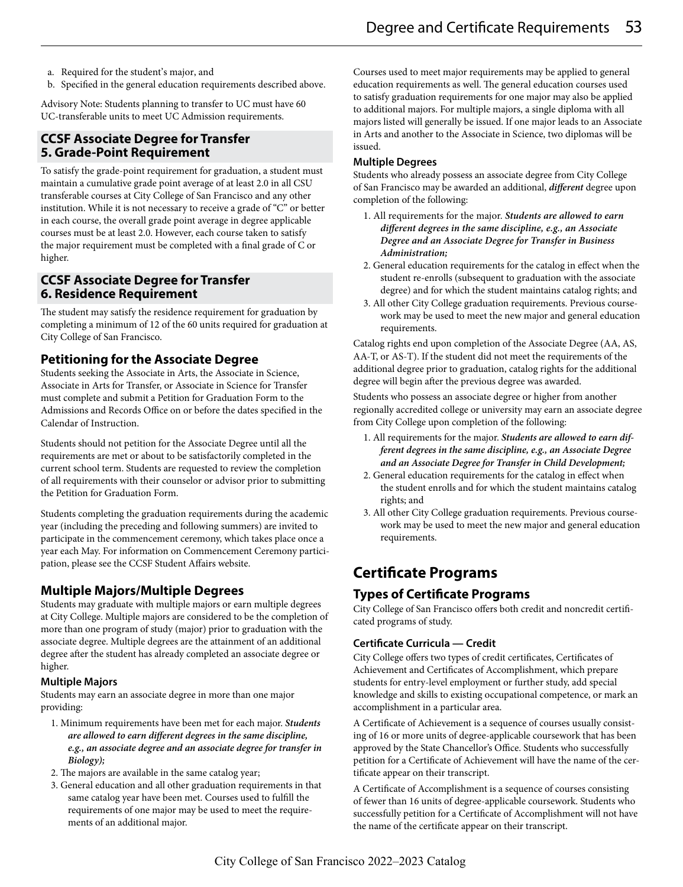a. Required for the student's major, and
b. Specified in the general education requirements described above.

Advisory Note: Students planning to transfer to UC must have 60 UC-transferable units to meet UC Admission requirements.

## CCSF Associate Degree for Transfer 5. Grade-Point Requirement

To satisfy the grade-point requirement for graduation, a student must maintain a cumulative grade point average of at least 2.0 in all CSU transferable courses at City College of San Francisco and any other institution. While it is not necessary to receive a grade of "C" or better in each course, the overall grade point average in degree applicable courses must be at least 2.0. However, each course taken to satisfy the major requirement must be completed with a final grade of C or higher.

## CCSF Associate Degree for Transfer 6. Residence Requirement

The student may satisfy the residence requirement for graduation by completing a minimum of 12 of the 60 units required for graduation at City College of San Francisco.

## Petitioning for the Associate Degree

Students seeking the Associate in Arts, the Associate in Science, Associate in Arts for Transfer, or Associate in Science for Transfer must complete and submit a Petition for Graduation Form to the Admissions and Records Office on or before the dates specified in the Calendar of Instruction.

Students should not petition for the Associate Degree until all the requirements are met or about to be satisfactorily completed in the current school term. Students are requested to review the completion of all requirements with their counselor or advisor prior to submitting the Petition for Graduation Form.

Students completing the graduation requirements during the academic year (including the preceding and following summers) are invited to participate in the commencement ceremony, which takes place once a year each May. For information on Commencement Ceremony participation, please see the CCSF Student Affairs website.

## Multiple Majors/Multiple Degrees

Students may graduate with multiple majors or earn multiple degrees at City College. Multiple majors are considered to be the completion of more than one program of study (major) prior to graduation with the associate degree. Multiple degrees are the attainment of an additional degree after the student has already completed an associate degree or higher.

### Multiple Majors

Students may earn an associate degree in more than one major providing:

1. Minimum requirements have been met for each major. ***Students are allowed to earn different degrees in the same discipline, e.g., an associate degree and an associate degree for transfer in Biology);***
2. The majors are available in the same catalog year;
3. General education and all other graduation requirements in that same catalog year have been met. Courses used to fulfill the requirements of one major may be used to meet the requirements of an additional major.

Courses used to meet major requirements may be applied to general education requirements as well. The general education courses used to satisfy graduation requirements for one major may also be applied to additional majors. For multiple majors, a single diploma with all majors listed will generally be issued. If one major leads to an Associate in Arts and another to the Associate in Science, two diplomas will be issued.

### Multiple Degrees

Students who already possess an associate degree from City College of San Francisco may be awarded an additional, ***different*** degree upon completion of the following:

1. All requirements for the major. ***Students are allowed to earn different degrees in the same discipline, e.g., an Associate Degree and an Associate Degree for Transfer in Business Administration;***
2. General education requirements for the catalog in effect when the student re-enrolls (subsequent to graduation with the associate degree) and for which the student maintains catalog rights; and
3. All other City College graduation requirements. Previous coursework may be used to meet the new major and general education requirements.

Catalog rights end upon completion of the Associate Degree (AA, AS, AA-T, or AS-T). If the student did not meet the requirements of the additional degree prior to graduation, catalog rights for the additional degree will begin after the previous degree was awarded.

Students who possess an associate degree or higher from another regionally accredited college or university may earn an associate degree from City College upon completion of the following:

1. All requirements for the major. ***Students are allowed to earn different degrees in the same discipline, e.g., an Associate Degree and an Associate Degree for Transfer in Child Development;***
2. General education requirements for the catalog in effect when the student enrolls and for which the student maintains catalog rights; and
3. All other City College graduation requirements. Previous coursework may be used to meet the new major and general education requirements.

# Certificate Programs

## Types of Certificate Programs

City College of San Francisco offers both credit and noncredit certificated programs of study.

### Certificate Curricula — Credit

City College offers two types of credit certificates, Certificates of Achievement and Certificates of Accomplishment, which prepare students for entry-level employment or further study, add special knowledge and skills to existing occupational competence, or mark an accomplishment in a particular area.

A Certificate of Achievement is a sequence of courses usually consisting of 16 or more units of degree-applicable coursework that has been approved by the State Chancellor's Office. Students who successfully petition for a Certificate of Achievement will have the name of the certificate appear on their transcript.

A Certificate of Accomplishment is a sequence of courses consisting of fewer than 16 units of degree-applicable coursework. Students who successfully petition for a Certificate of Accomplishment will not have the name of the certificate appear on their transcript.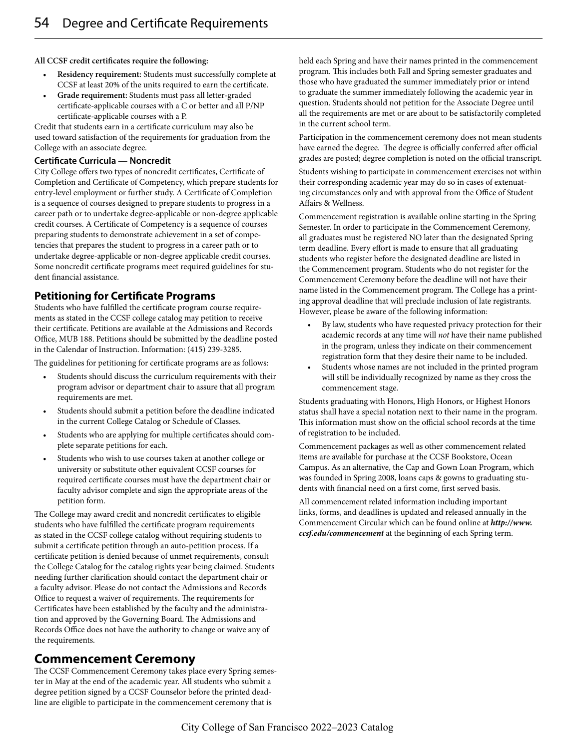**All CCSF credit certificates require the following:**

- **Residency requirement:** Students must successfully complete at CCSF at least 20% of the units required to earn the certificate.
- **Grade requirement:** Students must pass all letter-graded certificate-applicable courses with a C or better and all P/NP certificate-applicable courses with a P.

Credit that students earn in a certificate curriculum may also be used toward satisfaction of the requirements for graduation from the College with an associate degree.

### Certificate Curricula — Noncredit

City College offers two types of noncredit certificates, Certificate of Completion and Certificate of Competency, which prepare students for entry-level employment or further study. A Certificate of Completion is a sequence of courses designed to prepare students to progress in a career path or to undertake degree-applicable or non-degree applicable credit courses. A Certificate of Competency is a sequence of courses preparing students to demonstrate achievement in a set of competencies that prepares the student to progress in a career path or to undertake degree-applicable or non-degree applicable credit courses. Some noncredit certificate programs meet required guidelines for student financial assistance.

## Petitioning for Certificate Programs

Students who have fulfilled the certificate program course requirements as stated in the CCSF college catalog may petition to receive their certificate. Petitions are available at the Admissions and Records Office, MUB 188. Petitions should be submitted by the deadline posted in the Calendar of Instruction. Information: (415) 239-3285.

The guidelines for petitioning for certificate programs are as follows:

- Students should discuss the curriculum requirements with their program advisor or department chair to assure that all program requirements are met.
- Students should submit a petition before the deadline indicated in the current College Catalog or Schedule of Classes.
- Students who are applying for multiple certificates should complete separate petitions for each.
- Students who wish to use courses taken at another college or university or substitute other equivalent CCSF courses for required certificate courses must have the department chair or faculty advisor complete and sign the appropriate areas of the petition form.

The College may award credit and noncredit certificates to eligible students who have fulfilled the certificate program requirements as stated in the CCSF college catalog without requiring students to submit a certificate petition through an auto-petition process. If a certificate petition is denied because of unmet requirements, consult the College Catalog for the catalog rights year being claimed. Students needing further clarification should contact the department chair or a faculty advisor. Please do not contact the Admissions and Records Office to request a waiver of requirements. The requirements for Certificates have been established by the faculty and the administration and approved by the Governing Board. The Admissions and Records Office does not have the authority to change or waive any of the requirements.

## Commencement Ceremony

The CCSF Commencement Ceremony takes place every Spring semester in May at the end of the academic year. All students who submit a degree petition signed by a CCSF Counselor before the printed deadline are eligible to participate in the commencement ceremony that is held each Spring and have their names printed in the commencement program. This includes both Fall and Spring semester graduates and those who have graduated the summer immediately prior or intend to graduate the summer immediately following the academic year in question. Students should not petition for the Associate Degree until all the requirements are met or are about to be satisfactorily completed in the current school term.

Participation in the commencement ceremony does not mean students have earned the degree. The degree is officially conferred after official grades are posted; degree completion is noted on the official transcript.

Students wishing to participate in commencement exercises not within their corresponding academic year may do so in cases of extenuating circumstances only and with approval from the Office of Student Affairs & Wellness.

Commencement registration is available online starting in the Spring Semester. In order to participate in the Commencement Ceremony, all graduates must be registered NO later than the designated Spring term deadline. Every effort is made to ensure that all graduating students who register before the designated deadline are listed in the Commencement program. Students who do not register for the Commencement Ceremony before the deadline will not have their name listed in the Commencement program. The College has a printing approval deadline that will preclude inclusion of late registrants. However, please be aware of the following information:

- By law, students who have requested privacy protection for their academic records at any time will *not* have their name published in the program, unless they indicate on their commencement registration form that they desire their name to be included.
- Students whose names are not included in the printed program will still be individually recognized by name as they cross the commencement stage.

Students graduating with Honors, High Honors, or Highest Honors status shall have a special notation next to their name in the program. This information must show on the official school records at the time of registration to be included.

Commencement packages as well as other commencement related items are available for purchase at the CCSF Bookstore, Ocean Campus. As an alternative, the Cap and Gown Loan Program, which was founded in Spring 2008, loans caps & gowns to graduating students with financial need on a first come, first served basis.

All commencement related information including important links, forms, and deadlines is updated and released annually in the Commencement Circular which can be found online at ***http://www.ccsf.edu/commencement*** at the beginning of each Spring term.